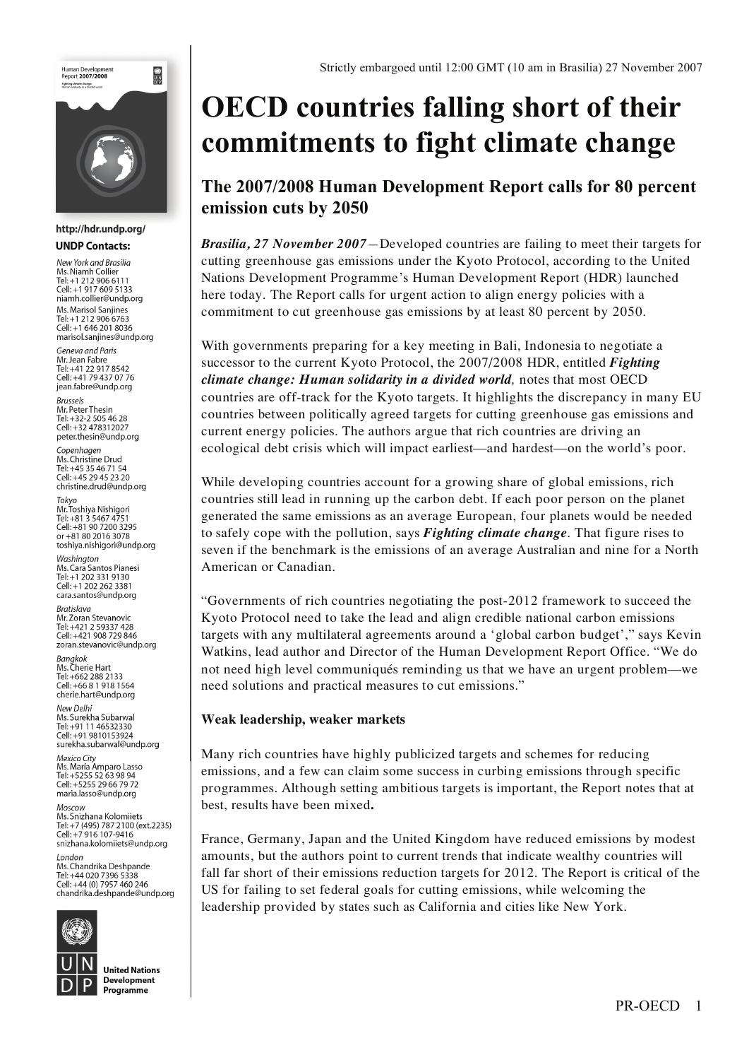Strictly embargoed until 12:00 GMT (10 am in Brasilia) 27 November 2007

http://hdr.undp.org/

**UNDP Contacts:**

*New York and Brasilia*
Ms. Niamh Collier
Tel: +1 212 906 6111
Cell: +1 917 609 5133
niamh.collier@undp.org

Ms. Marisol Sanjines
Tel: +1 212 906 6763
Cell: +1 646 201 8036
marisol.sanjines@undp.org

*Geneva and Paris*
Mr. Jean Fabre
Tel: +41 22 917 8542
Cell: +41 79 437 07 76
jean.fabre@undp.org

*Brussels*
Mr. Peter Thesin
Tel: +32-2 505 46 28
Cell: +32 478312027
peter.thesin@undp.org

*Copenhagen*
Ms. Christine Drud
Tel: +45 35 46 71 54
Cell: +45 29 45 23 20
christine.drud@undp.org

*Tokyo*
Mr. Toshiya Nishigori
Tel: +81 3 5467 4751
Cell: +81 90 7200 3295
or +81 80 2016 3078
toshiya.nishigori@undp.org

*Washington*
Ms. Cara Santos Pianesi
Tel: +1 202 331 9130
Cell: +1 202 262 3381
cara.santos@undp.org

*Bratislava*
Mr. Zoran Stevanovic
Tel: +421 2 59337 428
Cell: +421 908 729 846
zoran.stevanovic@undp.org

*Bangkok*
Ms. Cherie Hart
Tel: +662 288 2133
Cell: +66 8 1 918 1564
cherie.hart@undp.org

*New Delhi*
Ms. Surekha Subarwal
Tel: +91 11 46532330
Cell: +91 9810153924
surekha.subarwal@undp.org

*Mexico City*
Ms. María Amparo Lasso
Tel: +5255 52 63 98 94
Cell: +5255 29 66 79 72
maria.lasso@undp.org

*Moscow*
Ms. Snizhana Kolomiiets
Tel: +7 (495) 787 2100 (ext.2235)
Cell: +7 916 107-9416
snizhana.kolomiiets@undp.org

*London*
Ms. Chandrika Deshpande
Tel: +44 020 7396 5338
Cell: +44 (0) 7957 460 246
chandrika.deshpande@undp.org

United Nations Development Programme

# OECD countries falling short of their commitments to fight climate change

## The 2007/2008 Human Development Report calls for 80 percent emission cuts by 2050

***Brasilia, 27 November 2007***—Developed countries are failing to meet their targets for cutting greenhouse gas emissions under the Kyoto Protocol, according to the United Nations Development Programme's Human Development Report (HDR) launched here today. The Report calls for urgent action to align energy policies with a commitment to cut greenhouse gas emissions by at least 80 percent by 2050.

With governments preparing for a key meeting in Bali, Indonesia to negotiate a successor to the current Kyoto Protocol, the 2007/2008 HDR, entitled ***Fighting climate change: Human solidarity in a divided world***, notes that most OECD countries are off-track for the Kyoto targets. It highlights the discrepancy in many EU countries between politically agreed targets for cutting greenhouse gas emissions and current energy policies. The authors argue that rich countries are driving an ecological debt crisis which will impact earliest—and hardest—on the world's poor.

While developing countries account for a growing share of global emissions, rich countries still lead in running up the carbon debt. If each poor person on the planet generated the same emissions as an average European, four planets would be needed to safely cope with the pollution, says ***Fighting climate change***. That figure rises to seven if the benchmark is the emissions of an average Australian and nine for a North American or Canadian.

"Governments of rich countries negotiating the post-2012 framework to succeed the Kyoto Protocol need to take the lead and align credible national carbon emissions targets with any multilateral agreements around a 'global carbon budget'," says Kevin Watkins, lead author and Director of the Human Development Report Office. "We do not need high level communiqués reminding us that we have an urgent problem—we need solutions and practical measures to cut emissions."

**Weak leadership, weaker markets**

Many rich countries have highly publicized targets and schemes for reducing emissions, and a few can claim some success in curbing emissions through specific programmes. Although setting ambitious targets is important, the Report notes that at best, results have been mixed.

France, Germany, Japan and the United Kingdom have reduced emissions by modest amounts, but the authors point to current trends that indicate wealthy countries will fall far short of their emissions reduction targets for 2012. The Report is critical of the US for failing to set federal goals for cutting emissions, while welcoming the leadership provided by states such as California and cities like New York.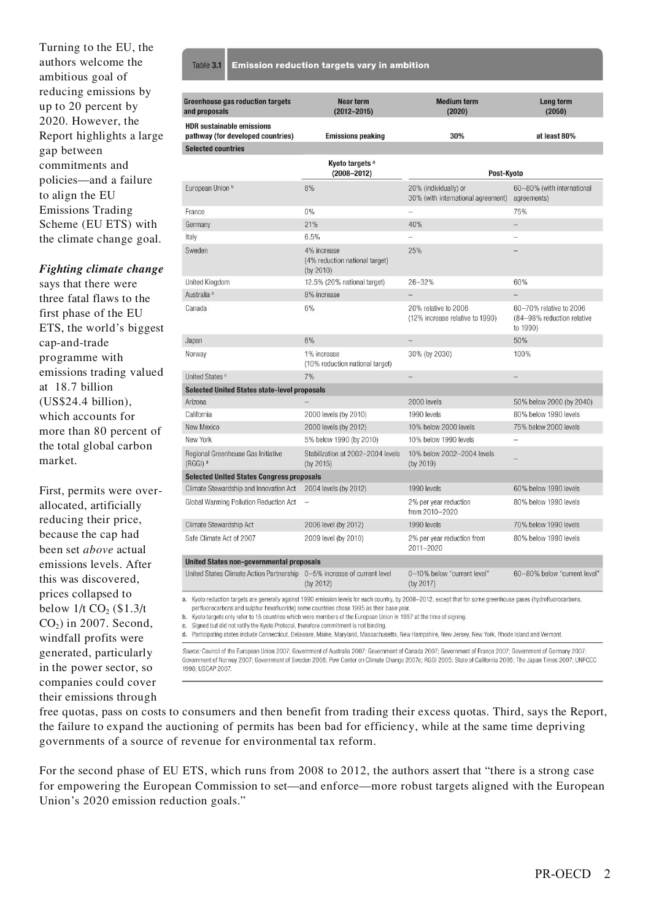Turning to the EU, the authors welcome the ambitious goal of reducing emissions by up to 20 percent by 2020. However, the Report highlights a large gap between commitments and policies—and a failure to align the EU Emissions Trading Scheme (EU ETS) with the climate change goal.

***Fighting climate change*** says that there were three fatal flaws to the first phase of the EU ETS, the world's biggest cap-and-trade programme with emissions trading valued at 18.7 billion (US$24.4 billion), which accounts for more than 80 percent of the total global carbon market.

First, permits were over-allocated, artificially reducing their price, because the cap had been set *above* actual emissions levels. After this was discovered, prices collapsed to below 1/t $CO_2$ ($1.3/t $CO_2$) in 2007. Second, windfall profits were generated, particularly in the power sector, so companies could cover their emissions through free quotas, pass on costs to consumers and then benefit from trading their excess quotas. Third, says the Report, the failure to expand the auctioning of permits has been bad for efficiency, while at the same time depriving governments of a source of revenue for environmental tax reform.

For the second phase of EU ETS, which runs from 2008 to 2012, the authors assert that "there is a strong case for empowering the European Commission to set—and enforce—more robust targets aligned with the European Union's 2020 emission reduction goals."

**Table 3.1 Emission reduction targets vary in ambition**

| Greenhouse gas reduction targets and proposals | Near term (2012–2015) | Medium term (2020) | Long term (2050) |
|---|---|---|---|
| HDR sustainable emissions pathway (for developed countries) | Emissions peaking | 30% | at least 80% |
| **Selected countries** | | | |
| | Kyoto targets [a] (2008–2012) | Post-Kyoto | |
| European Union [b] | 8% | 20% (individually) or 30% (with international agreement) | 60–80% (with international agreements) |
| France | 0% | – | 75% |
| Germany | 21% | 40% | – |
| Italy | 6.5% | – | – |
| Sweden | 4% increase (4% reduction national target) (by 2010) | 25% | – |
| United Kingdom | 12.5% (20% national target) | 26–32% | 60% |
| Australia [c] | 8% increase | – | – |
| Canada | 6% | 20% relative to 2006 (12% increase relative to 1990) | 60–70% relative to 2006 (84–98% reduction relative to 1990) |
| Japan | 6% | – | 50% |
| Norway | 1% increase (10% reduction national target) | 30% (by 2030) | 100% |
| United States [c] | 7% | – | – |
| **Selected United States state-level proposals** | | | |
| Arizona | – | 2000 levels | 50% below 2000 (by 2040) |
| California | 2000 levels (by 2010) | 1990 levels | 80% below 1990 levels |
| New Mexico | 2000 levels (by 2012) | 10% below 2000 levels | 75% below 2000 levels |
| New York | 5% below 1990 (by 2010) | 10% below 1990 levels | – |
| Regional Greenhouse Gas Initiative (RGGI) [d] | Stabilization at 2002–2004 levels (by 2015) | 10% below 2002–2004 levels (by 2019) | – |
| **Selected United States Congress proposals** | | | |
| Climate Stewardship and Innovation Act | 2004 levels (by 2012) | 1990 levels | 60% below 1990 levels |
| Global Warming Pollution Reduction Act | – | 2% per year reduction from 2010–2020 | 80% below 1990 levels |
| Climate Stewardship Act | 2006 level (by 2012) | 1990 levels | 70% below 1990 levels |
| Safe Climate Act of 2007 | 2009 level (by 2010) | 2% per year reduction from 2011–2020 | 80% below 1990 levels |
| **United States non-governmental proposals** | | | |
| United States Climate Action Partnership | 0–5% increase of current level (by 2012) | 0–10% below "current level" (by 2017) | 60–80% below "current level" |

a. Kyoto reduction targets are generally against 1990 emission levels for each country, by 2008–2012, except that for some greenhouse gases (hydrofluorocarbons, perfluorocarbons and sulphur hexafluoride) some countries chose 1995 as their base year.
b. Kyoto targets only refer to 15 countries which were members of the European Union in 1997 at the time of signing.
c. Signed but did not ratify the Kyoto Protocol, therefore commitment is not binding.
d. Participating states include Connecticut, Delaware, Maine, Maryland, Massachusetts, New Hampshire, New Jersey, New York, Rhode Island and Vermont.

*Source:* Council of the European Union 2007; Government of Australia 2007; Government of Canada 2007; Government of France 2007; Government of Germany 2007; Government of Norway 2007; Government of Sweden 2006; Pew Center on Climate Change 2007c; RGGI 2005; State of California 2005; The Japan Times 2007; UNFCCC 1998; USCAP 2007.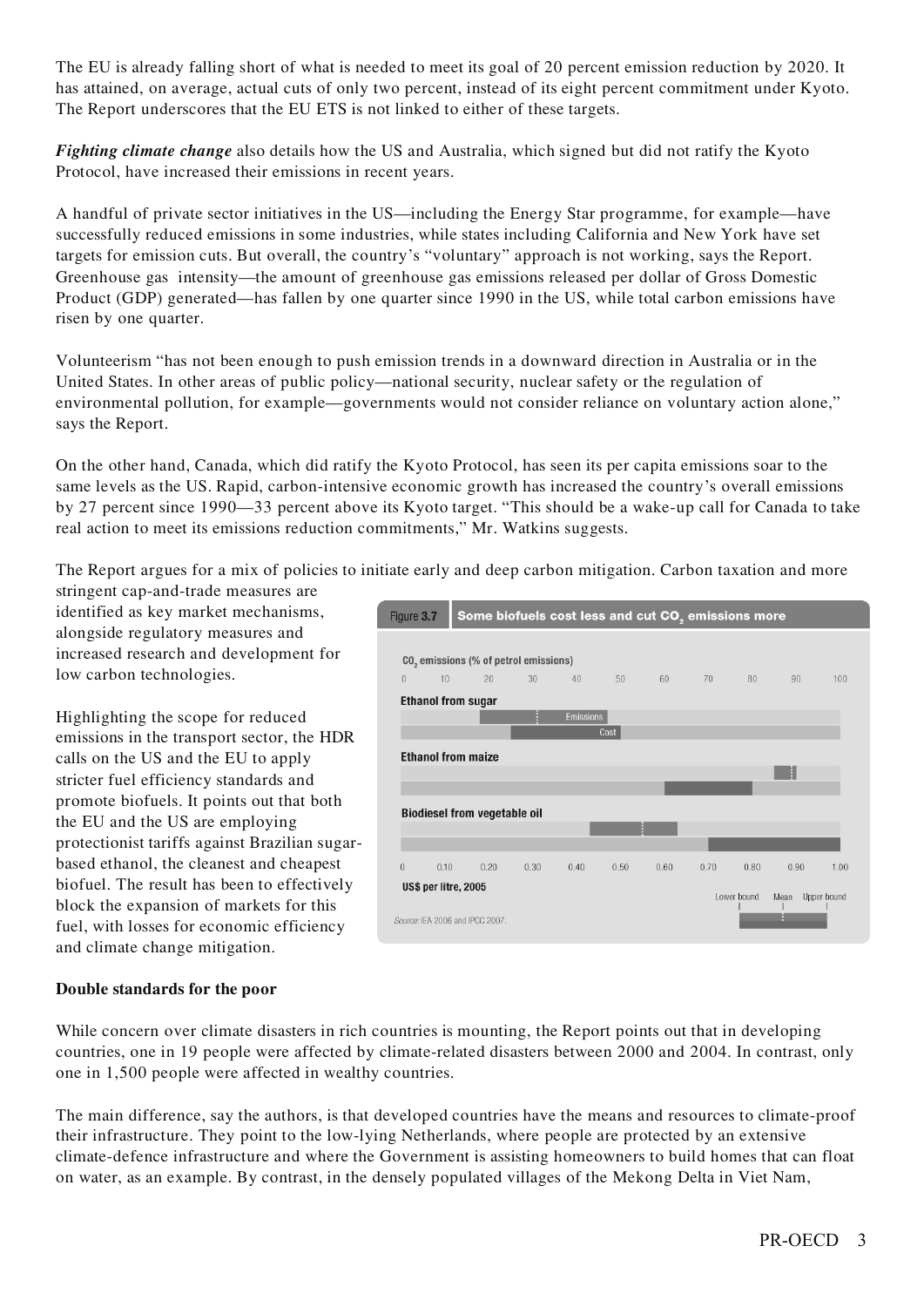The EU is already falling short of what is needed to meet its goal of 20 percent emission reduction by 2020. It has attained, on average, actual cuts of only two percent, instead of its eight percent commitment under Kyoto. The Report underscores that the EU ETS is not linked to either of these targets.

***Fighting climate change*** also details how the US and Australia, which signed but did not ratify the Kyoto Protocol, have increased their emissions in recent years.

A handful of private sector initiatives in the US—including the Energy Star programme, for example—have successfully reduced emissions in some industries, while states including California and New York have set targets for emission cuts. But overall, the country's "voluntary" approach is not working, says the Report. Greenhouse gas intensity—the amount of greenhouse gas emissions released per dollar of Gross Domestic Product (GDP) generated—has fallen by one quarter since 1990 in the US, while total carbon emissions have risen by one quarter.

Volunteerism "has not been enough to push emission trends in a downward direction in Australia or in the United States. In other areas of public policy—national security, nuclear safety or the regulation of environmental pollution, for example—governments would not consider reliance on voluntary action alone," says the Report.

On the other hand, Canada, which did ratify the Kyoto Protocol, has seen its per capita emissions soar to the same levels as the US. Rapid, carbon-intensive economic growth has increased the country's overall emissions by 27 percent since 1990—33 percent above its Kyoto target. "This should be a wake-up call for Canada to take real action to meet its emissions reduction commitments," Mr. Watkins suggests.

The Report argues for a mix of policies to initiate early and deep carbon mitigation. Carbon taxation and more stringent cap-and-trade measures are identified as key market mechanisms, alongside regulatory measures and increased research and development for low carbon technologies.

Highlighting the scope for reduced emissions in the transport sector, the HDR calls on the US and the EU to apply stricter fuel efficiency standards and promote biofuels. It points out that both the EU and the US are employing protectionist tariffs against Brazilian sugar-based ethanol, the cleanest and cheapest biofuel. The result has been to effectively block the expansion of markets for this fuel, with losses for economic efficiency and climate change mitigation.

Figure 3.7 Some biofuels cost less and cut $CO_2$ emissions more

$CO_2$ emissions (% of petrol emissions)

Ethanol from sugar — Emissions; Cost

Ethanol from maize

Biodiesel from vegetable oil

US$ per litre, 2005

Lower bound, Mean, Upper bound

Source: IEA 2006 and IPCC 2007.

**Double standards for the poor**

While concern over climate disasters in rich countries is mounting, the Report points out that in developing countries, one in 19 people were affected by climate-related disasters between 2000 and 2004. In contrast, only one in 1,500 people were affected in wealthy countries.

The main difference, say the authors, is that developed countries have the means and resources to climate-proof their infrastructure. They point to the low-lying Netherlands, where people are protected by an extensive climate-defence infrastructure and where the Government is assisting homeowners to build homes that can float on water, as an example. By contrast, in the densely populated villages of the Mekong Delta in Viet Nam,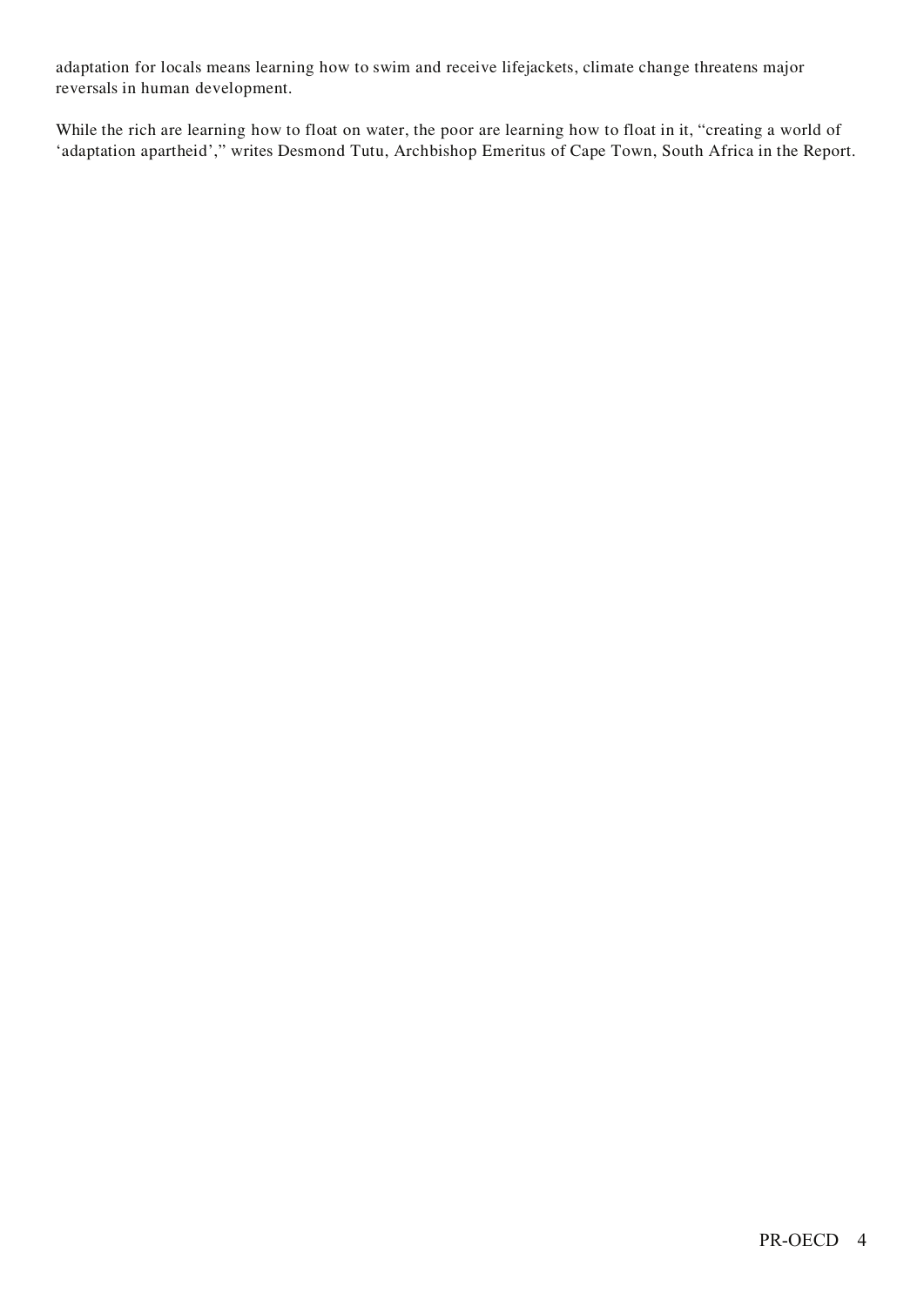adaptation for locals means learning how to swim and receive lifejackets, climate change threatens major reversals in human development.

While the rich are learning how to float on water, the poor are learning how to float in it, "creating a world of 'adaptation apartheid'," writes Desmond Tutu, Archbishop Emeritus of Cape Town, South Africa in the Report.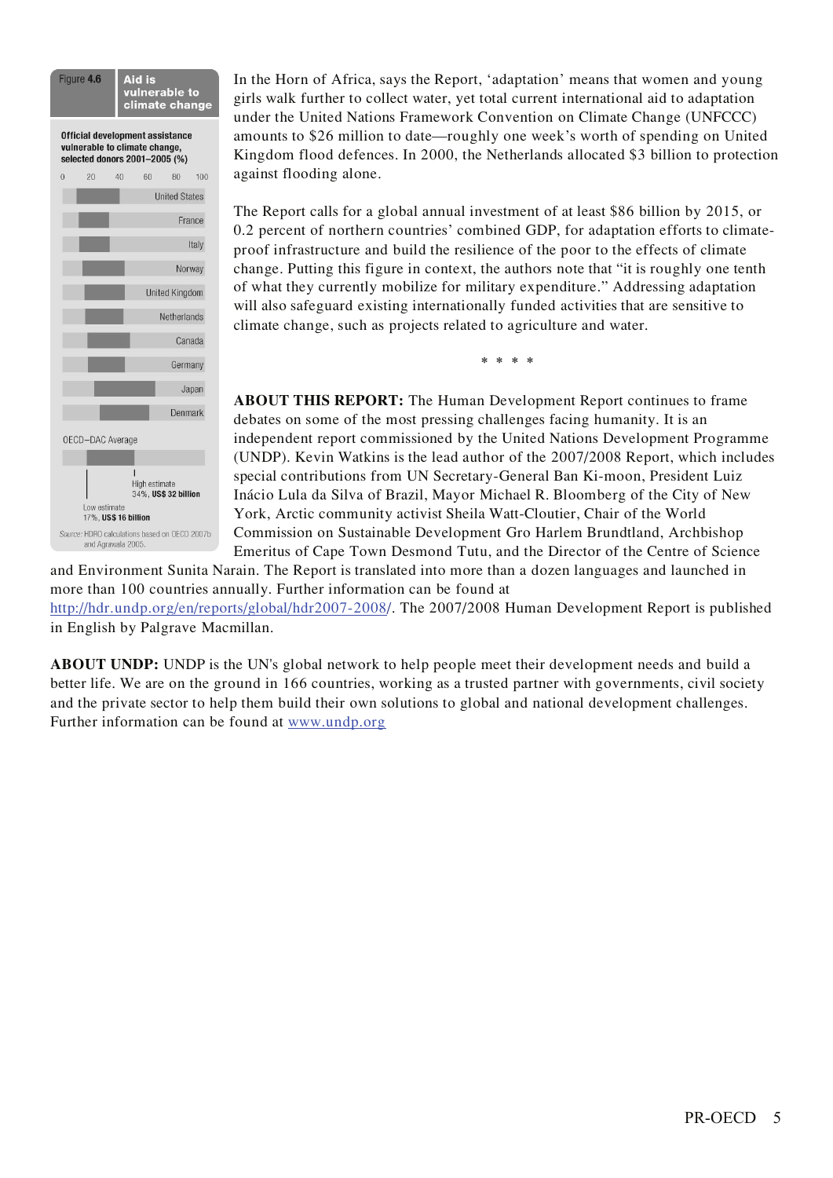Figure 4.6 Aid is vulnerable to climate change

Official development assistance vulnerable to climate change, selected donors 2001–2005 (%)

0 20 40 60 80 100

United States

France

Italy

Norway

United Kingdom

Netherlands

Canada

Germany

Japan

Denmark

OECD–DAC Average

High estimate 34%, **US$ 32 billion**

Low estimate 17%, **US$ 16 billion**

*Source:* HDRO calculations based on OECD 2007b and Agrawala 2005.

In the Horn of Africa, says the Report, 'adaptation' means that women and young girls walk further to collect water, yet total current international aid to adaptation under the United Nations Framework Convention on Climate Change (UNFCCC) amounts to $26 million to date—roughly one week's worth of spending on United Kingdom flood defences. In 2000, the Netherlands allocated $3 billion to protection against flooding alone.

The Report calls for a global annual investment of at least $86 billion by 2015, or 0.2 percent of northern countries' combined GDP, for adaptation efforts to climate-proof infrastructure and build the resilience of the poor to the effects of climate change. Putting this figure in context, the authors note that "it is roughly one tenth of what they currently mobilize for military expenditure." Addressing adaptation will also safeguard existing internationally funded activities that are sensitive to climate change, such as projects related to agriculture and water.

\* \* \* \*

**ABOUT THIS REPORT:** The Human Development Report continues to frame debates on some of the most pressing challenges facing humanity. It is an independent report commissioned by the United Nations Development Programme (UNDP). Kevin Watkins is the lead author of the 2007/2008 Report, which includes special contributions from UN Secretary-General Ban Ki-moon, President Luiz Inácio Lula da Silva of Brazil, Mayor Michael R. Bloomberg of the City of New York, Arctic community activist Sheila Watt-Cloutier, Chair of the World Commission on Sustainable Development Gro Harlem Brundtland, Archbishop Emeritus of Cape Town Desmond Tutu, and the Director of the Centre of Science and Environment Sunita Narain. The Report is translated into more than a dozen languages and launched in more than 100 countries annually. Further information can be found at http://hdr.undp.org/en/reports/global/hdr2007-2008/. The 2007/2008 Human Development Report is published in English by Palgrave Macmillan.

**ABOUT UNDP:** UNDP is the UN's global network to help people meet their development needs and build a better life. We are on the ground in 166 countries, working as a trusted partner with governments, civil society and the private sector to help them build their own solutions to global and national development challenges. Further information can be found at www.undp.org